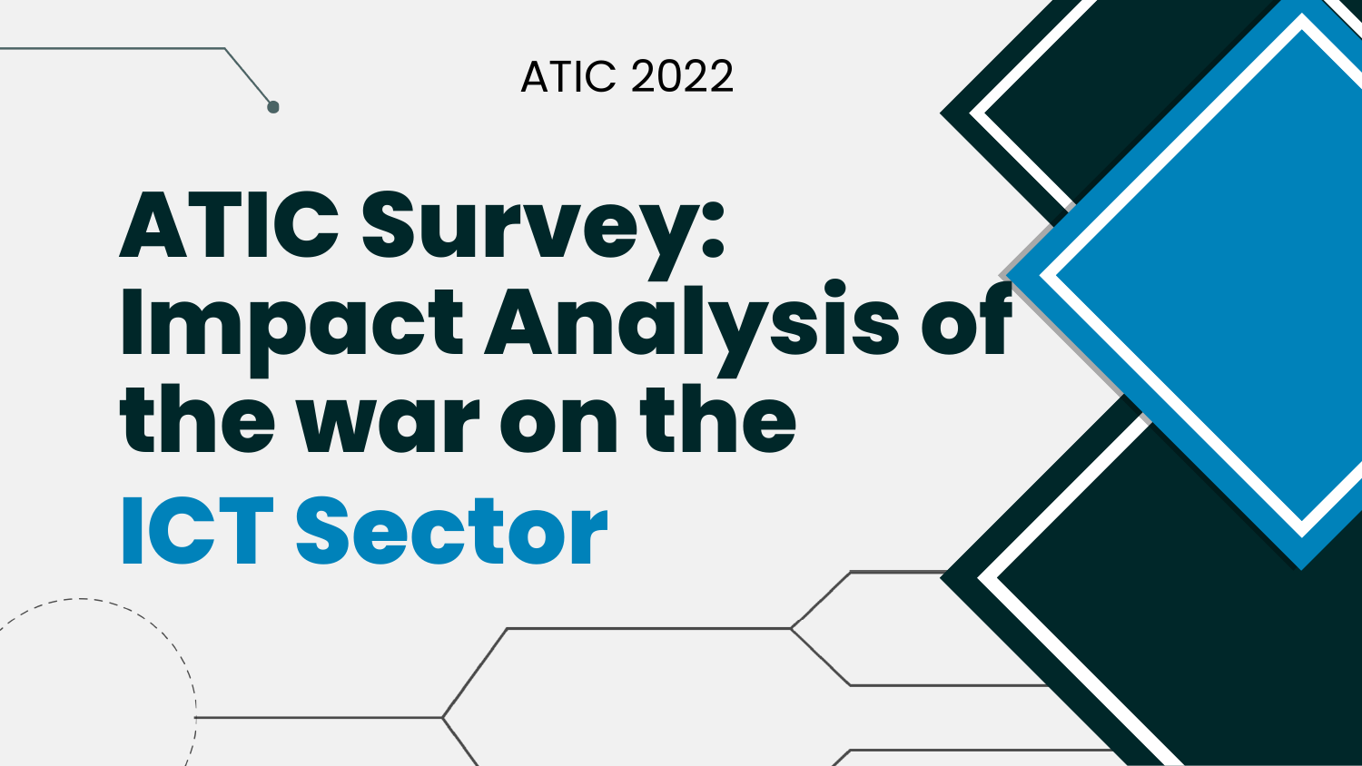ATIC 2022

# ATIC Survey: Impact Analysis of the war on the ICT Sector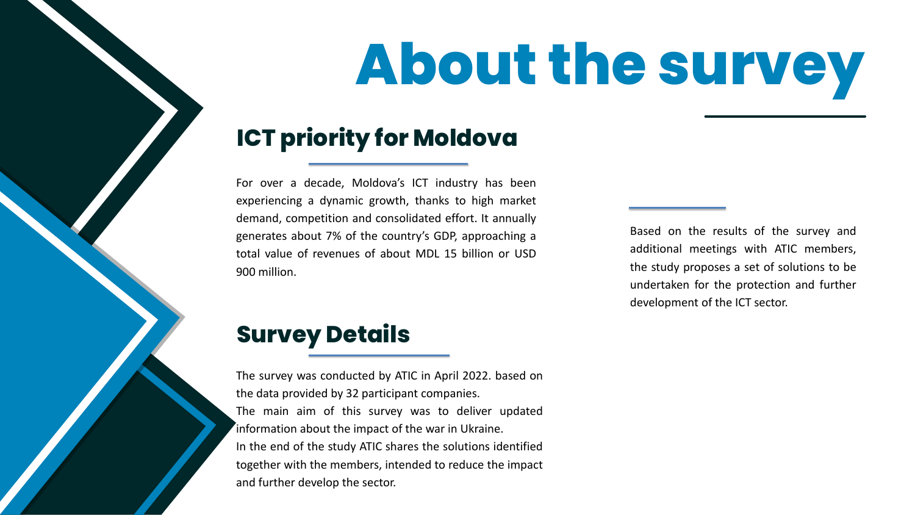# About the survey

## ICT priority for Moldova

For over a decade, Moldova's ICT industry has been experiencing a dynamic growth, thanks to high market demand, competition and consolidated effort. It annually generates about 7% of the country's GDP, approaching a total value of revenues of about MDL 15 billion or USD 900 million.

## Survey Details

The survey was conducted by ATIC in April 2022. based on the data provided by 32 participant companies.
The main aim of this survey was to deliver updated information about the impact of the war in Ukraine.
In the end of the study ATIC shares the solutions identified together with the members, intended to reduce the impact and further develop the sector.

Based on the results of the survey and additional meetings with ATIC members, the study proposes a set of solutions to be undertaken for the protection and further development of the ICT sector.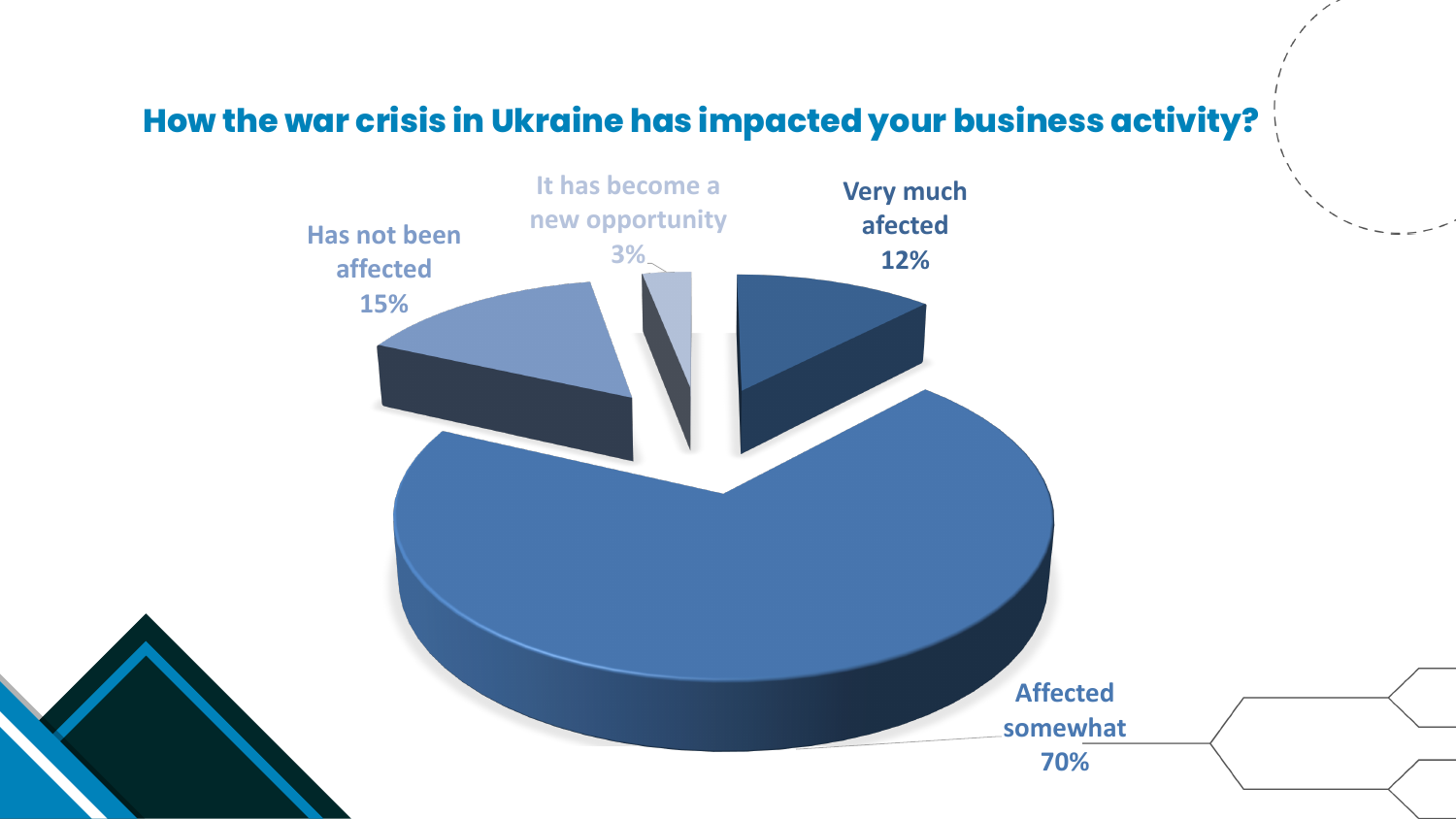## How the war crisis in Ukraine has impacted your business activity?

Has not been affected 15%

It has become a new opportunity 3%

Very much afected 12%

Affected somewhat 70%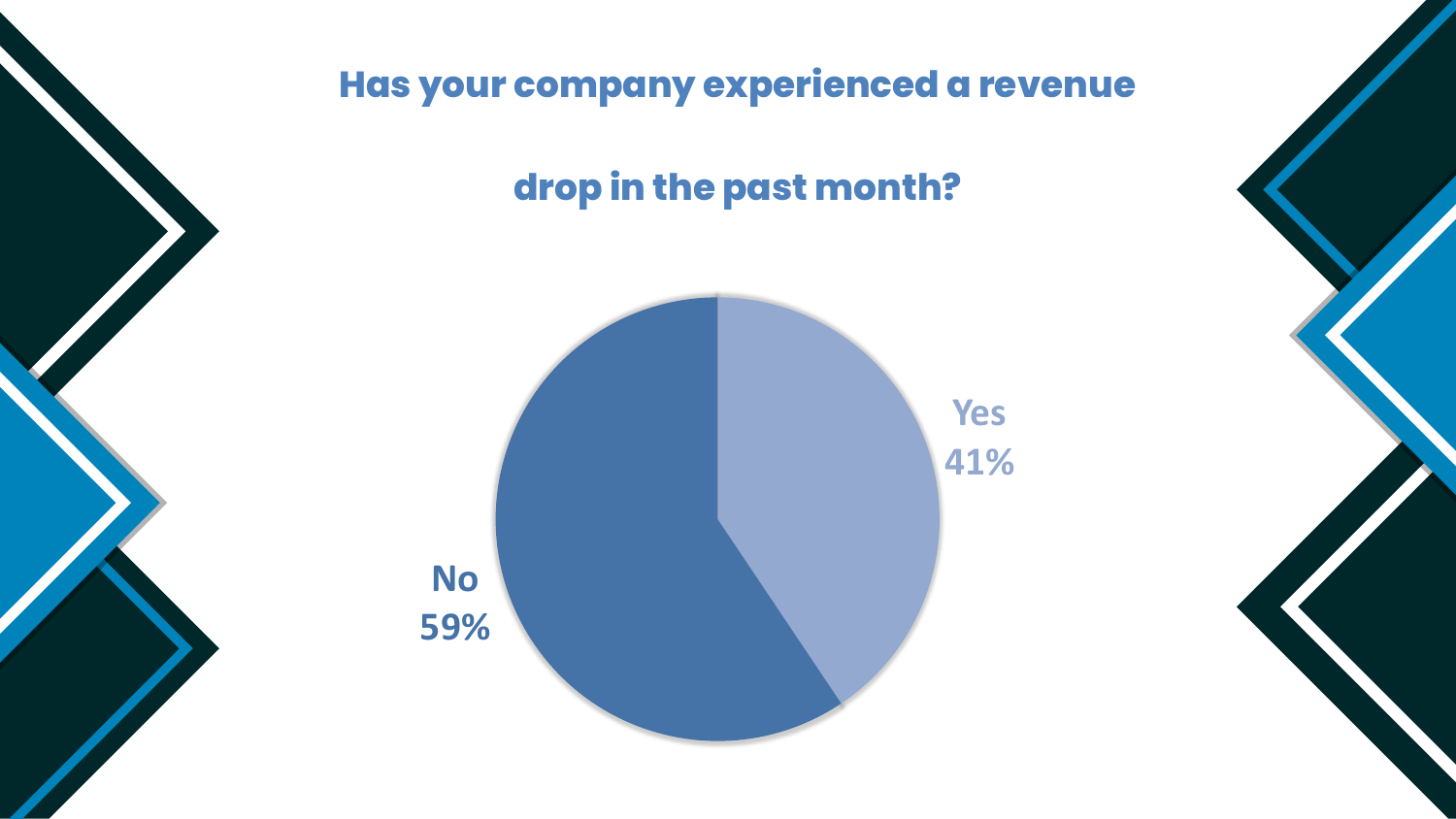# Has your company experienced a revenue drop in the past month?

Yes
41%

No
59%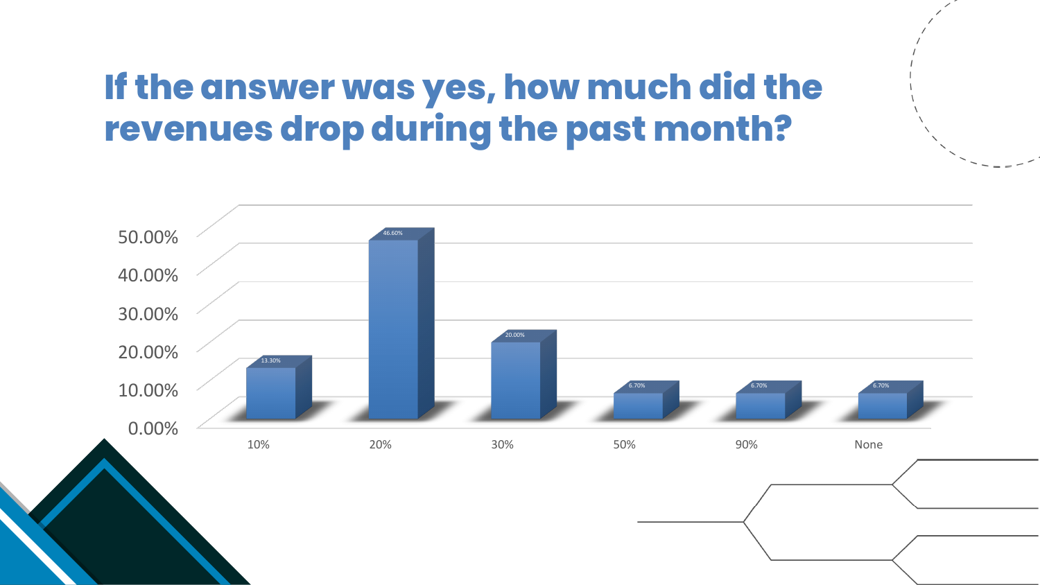# If the answer was yes, how much did the revenues drop during the past month?

50.00%
40.00%
30.00%
20.00%
10.00%
0.00%

13.30%
46.60%
20.00%
6.70%
6.70%
6.70%

10%
20%
30%
50%
90%
None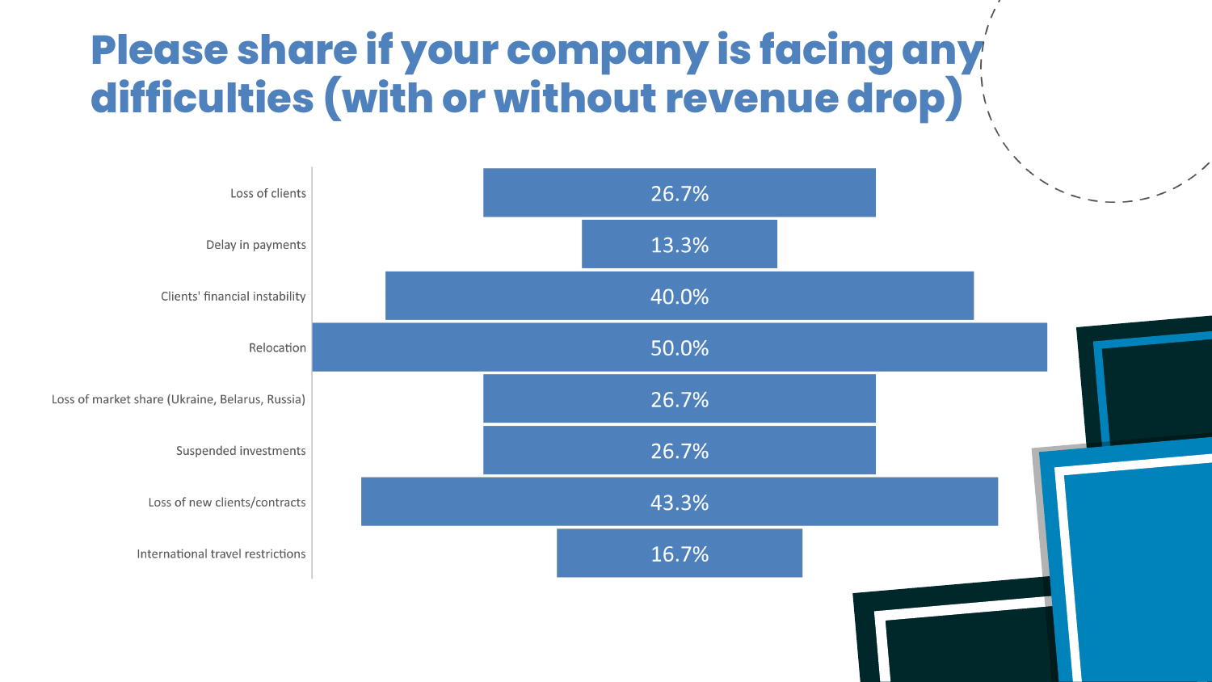# Please share if your company is facing any difficulties (with or without revenue drop)

Loss of clients
26.7%

Delay in payments
13.3%

Clients' financial instability
40.0%

Relocation
50.0%

Loss of market share (Ukraine, Belarus, Russia)
26.7%

Suspended investments
26.7%

Loss of new clients/contracts
43.3%

International travel restrictions
16.7%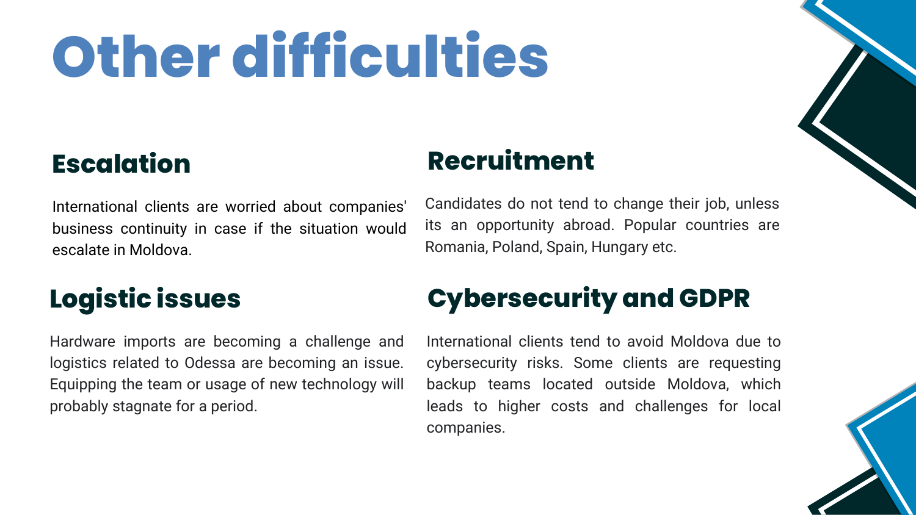# Other difficulties

## Escalation

International clients are worried about companies' business continuity in case if the situation would escalate in Moldova.

## Recruitment

Candidates do not tend to change their job, unless its an opportunity abroad. Popular countries are Romania, Poland, Spain, Hungary etc.

## Logistic issues

Hardware imports are becoming a challenge and logistics related to Odessa are becoming an issue. Equipping the team or usage of new technology will probably stagnate for a period.

## Cybersecurity and GDPR

International clients tend to avoid Moldova due to cybersecurity risks. Some clients are requesting backup teams located outside Moldova, which leads to higher costs and challenges for local companies.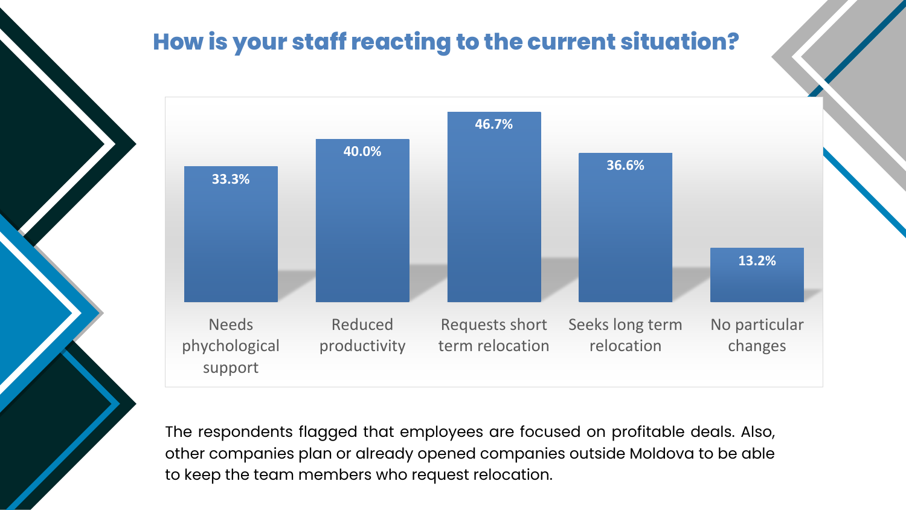# How is your staff reacting to the current situation?

33.3%
Needs phychological support

40.0%
Reduced productivity

46.7%
Requests short term relocation

36.6%
Seeks long term relocation

13.2%
No particular changes

The respondents flagged that employees are focused on profitable deals. Also, other companies plan or already opened companies outside Moldova to be able to keep the team members who request relocation.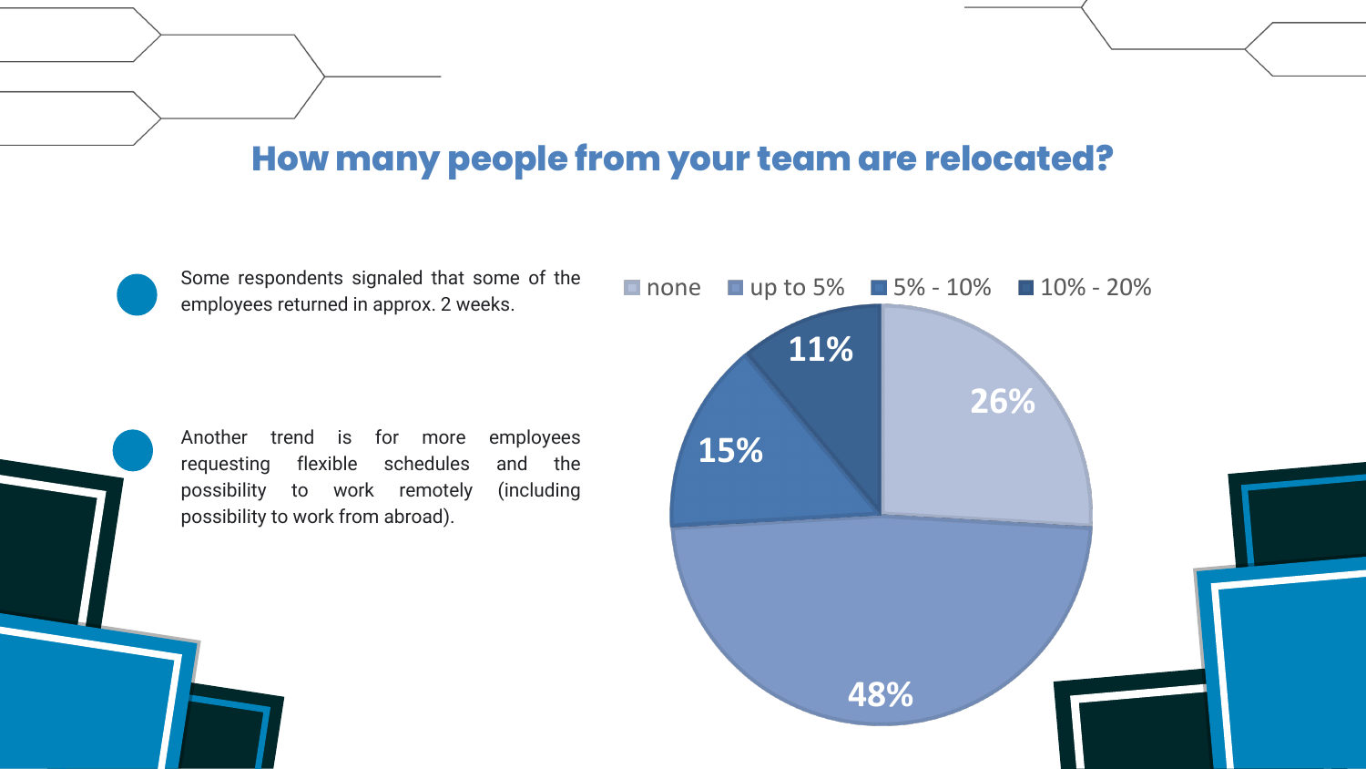# How many people from your team are relocated?

- Some respondents signaled that some of the employees returned in approx. 2 weeks.

- Another trend is for more employees requesting flexible schedules and the possibility to work remotely (including possibility to work from abroad).

none
up to 5%
5% - 10%
10% - 20%

26%
48%
15%
11%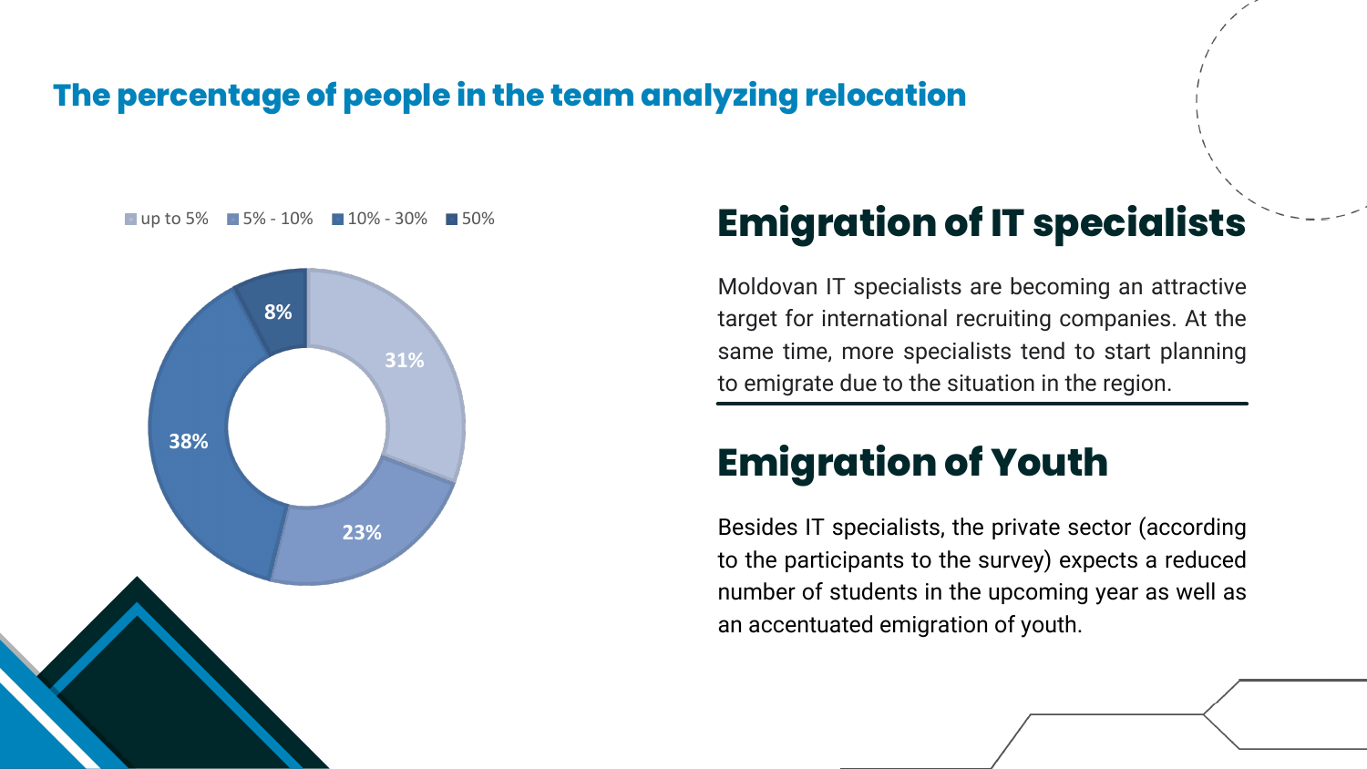## The percentage of people in the team analyzing relocation

up to 5% | 5% - 10% | 10% - 30% | 50%

31% | 23% | 38% | 8%

# Emigration of IT specialists

Moldovan IT specialists are becoming an attractive target for international recruiting companies. At the same time, more specialists tend to start planning to emigrate due to the situation in the region.

# Emigration of Youth

Besides IT specialists, the private sector (according to the participants to the survey) expects a reduced number of students in the upcoming year as well as an accentuated emigration of youth.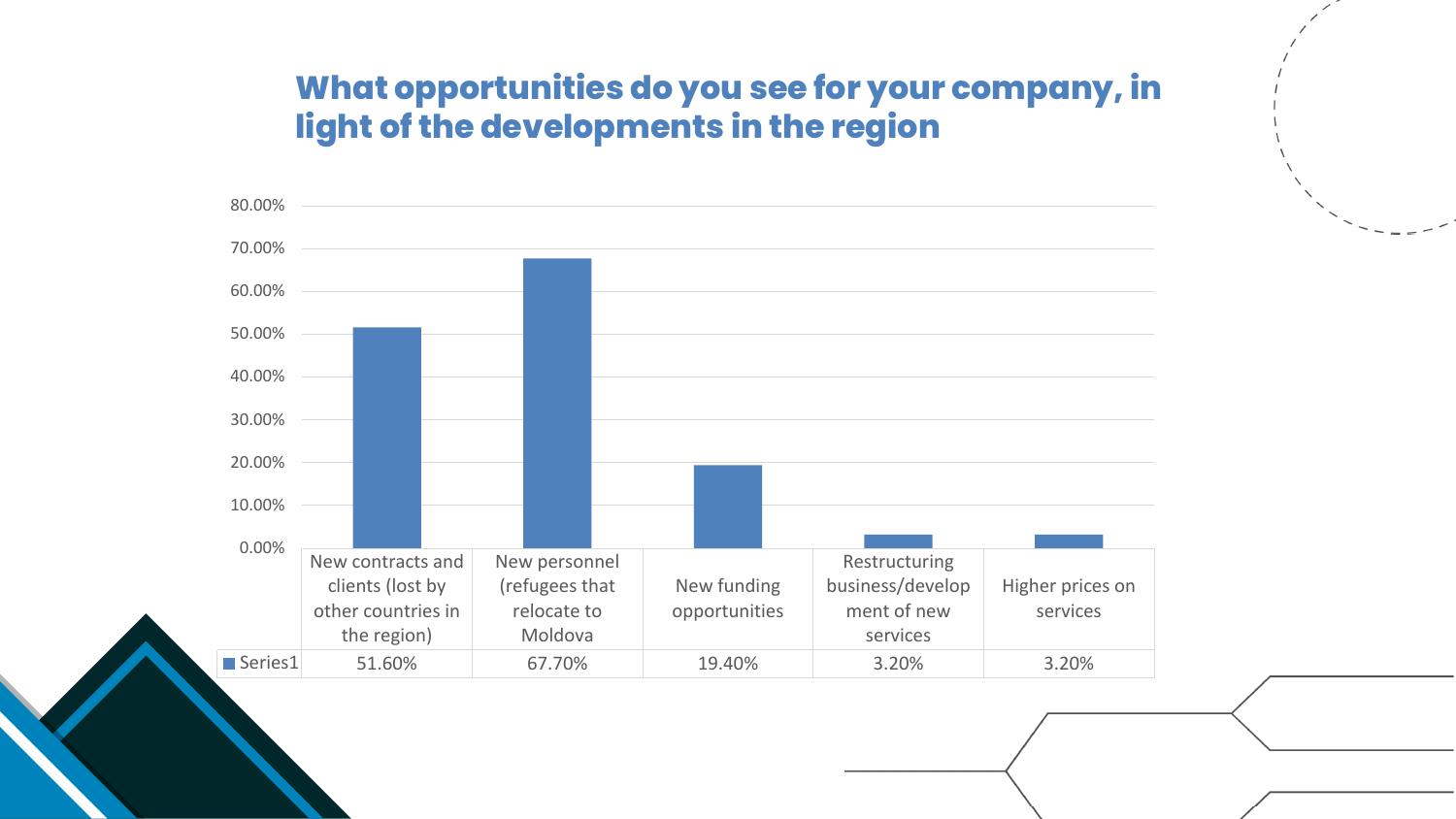## What opportunities do you see for your company, in light of the developments in the region

80.00%
70.00%
60.00%
50.00%
40.00%
30.00%
20.00%
10.00%
0.00%

New contracts and clients (lost by other countries in the region)
New personnel (refugees that relocate to Moldova)
New funding opportunities
Restructuring business/development of new services
Higher prices on services

Series1
51.60%
67.70%
19.40%
3.20%
3.20%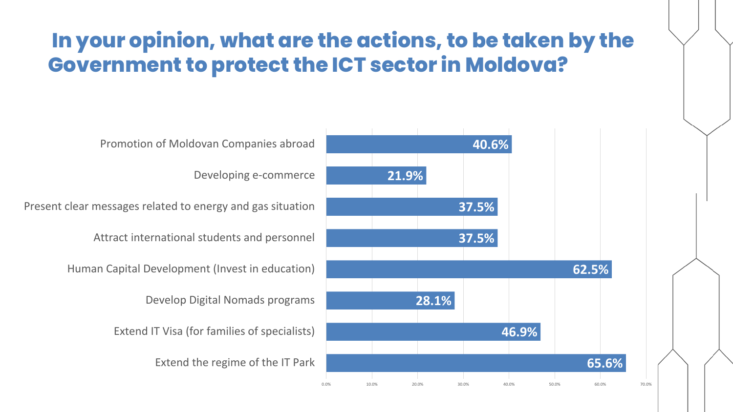# In your opinion, what are the actions, to be taken by the Government to protect the ICT sector in Moldova?

Promotion of Moldovan Companies abroad 40.6%

Developing e-commerce 21.9%

Present clear messages related to energy and gas situation 37.5%

Attract international students and personnel 37.5%

Human Capital Development (Invest in education) 62.5%

Develop Digital Nomads programs 28.1%

Extend IT Visa (for families of specialists) 46.9%

Extend the regime of the IT Park 65.6%

0.0% 10.0% 20.0% 30.0% 40.0% 50.0% 60.0% 70.0%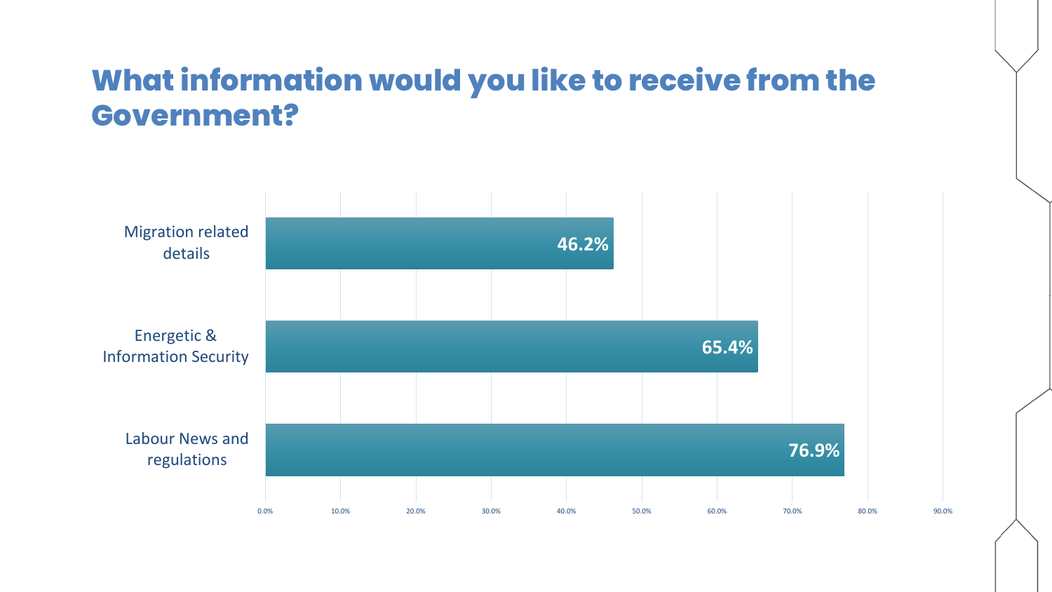# What information would you like to receive from the Government?

Migration related details
46.2%

Energetic & Information Security
65.4%

Labour News and regulations
76.9%

0.0%
10.0%
20.0%
30.0%
40.0%
50.0%
60.0%
70.0%
80.0%
90.0%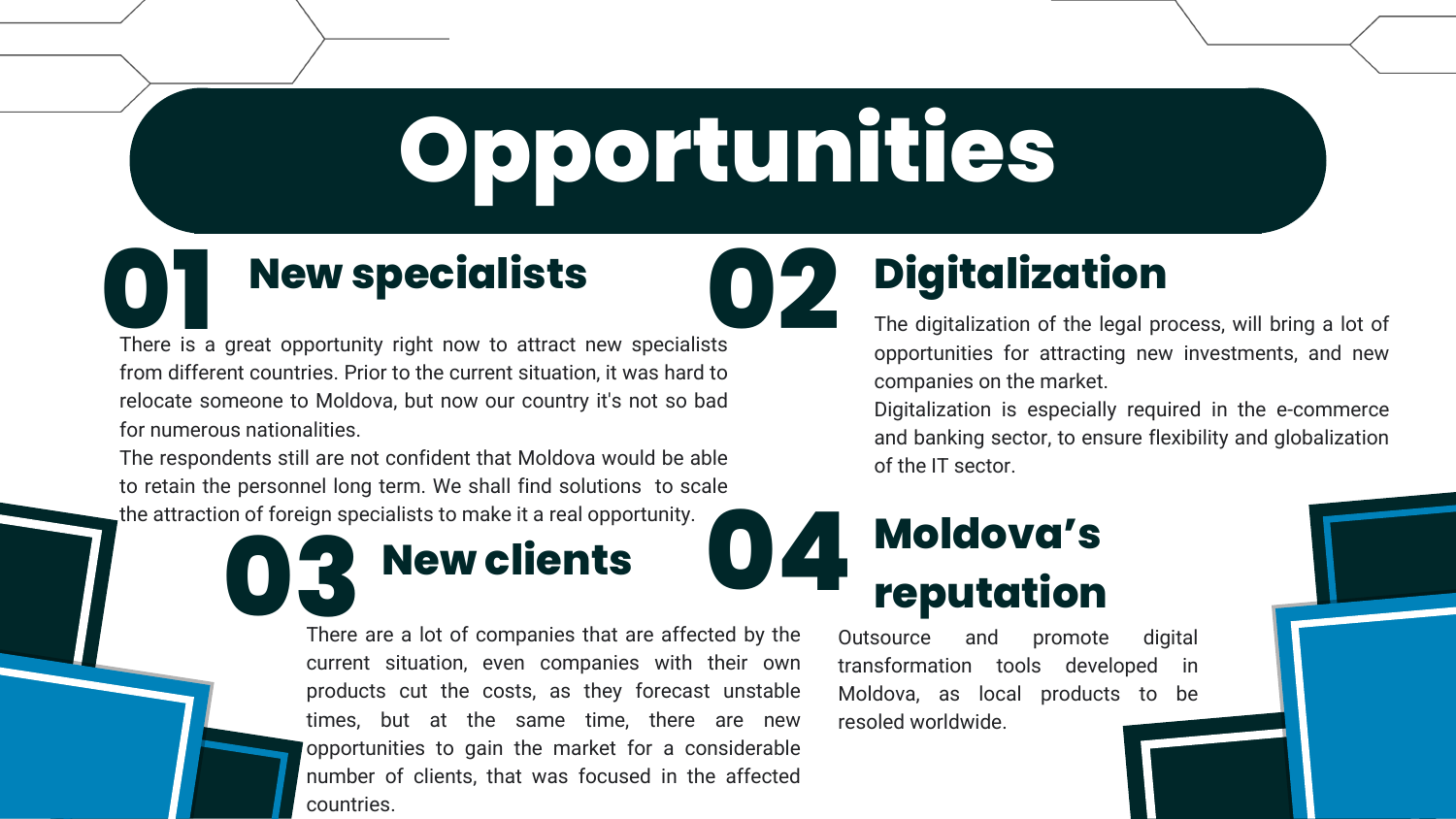# Opportunities

## 01 New specialists

There is a great opportunity right now to attract new specialists from different countries. Prior to the current situation, it was hard to relocate someone to Moldova, but now our country it's not so bad for numerous nationalities.

The respondents still are not confident that Moldova would be able to retain the personnel long term. We shall find solutions to scale the attraction of foreign specialists to make it a real opportunity.

## 02 Digitalization

The digitalization of the legal process, will bring a lot of opportunities for attracting new investments, and new companies on the market.

Digitalization is especially required in the e-commerce and banking sector, to ensure flexibility and globalization of the IT sector.

## 03 New clients

There are a lot of companies that are affected by the current situation, even companies with their own products cut the costs, as they forecast unstable times, but at the same time, there are new opportunities to gain the market for a considerable number of clients, that was focused in the affected countries.

## 04 Moldova's reputation

Outsource and promote digital transformation tools developed in Moldova, as local products to be resoled worldwide.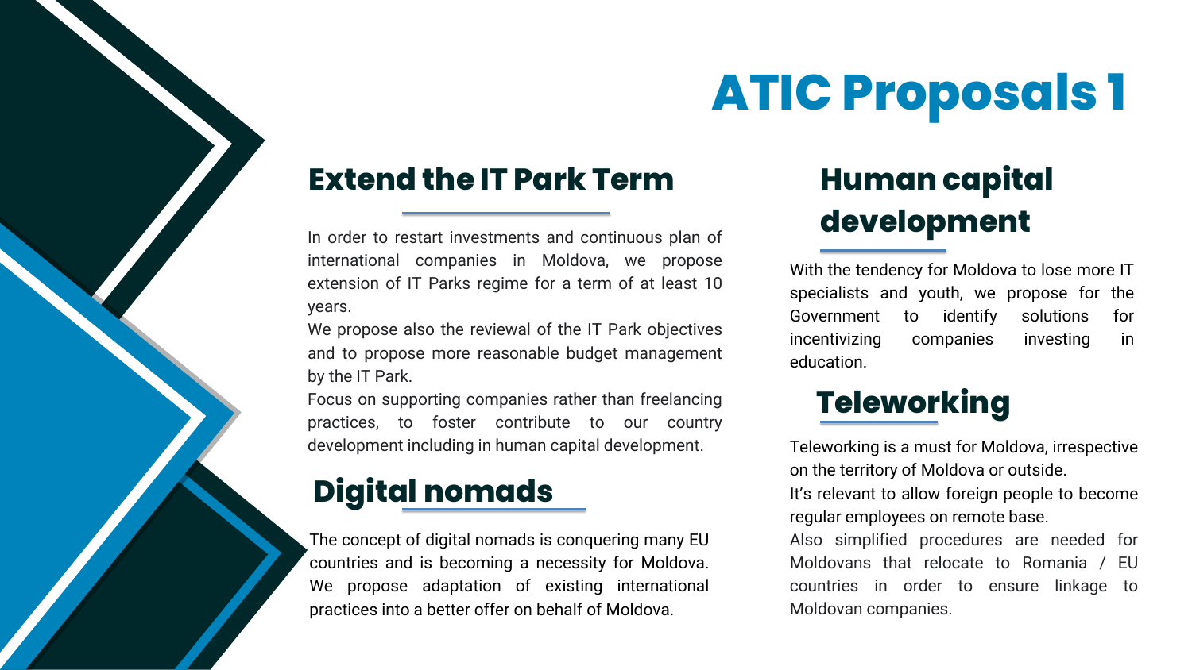# ATIC Proposals 1

## Extend the IT Park Term

In order to restart investments and continuous plan of international companies in Moldova, we propose extension of IT Parks regime for a term of at least 10 years.

We propose also the reviewal of the IT Park objectives and to propose more reasonable budget management by the IT Park.

Focus on supporting companies rather than freelancing practices, to foster contribute to our country development including in human capital development.

## Digital nomads

The concept of digital nomads is conquering many EU countries and is becoming a necessity for Moldova. We propose adaptation of existing international practices into a better offer on behalf of Moldova.

## Human capital development

With the tendency for Moldova to lose more IT specialists and youth, we propose for the Government to identify solutions for incentivizing companies investing in education.

## Teleworking

Teleworking is a must for Moldova, irrespective on the territory of Moldova or outside.

It's relevant to allow foreign people to become regular employees on remote base.

Also simplified procedures are needed for Moldovans that relocate to Romania / EU countries in order to ensure linkage to Moldovan companies.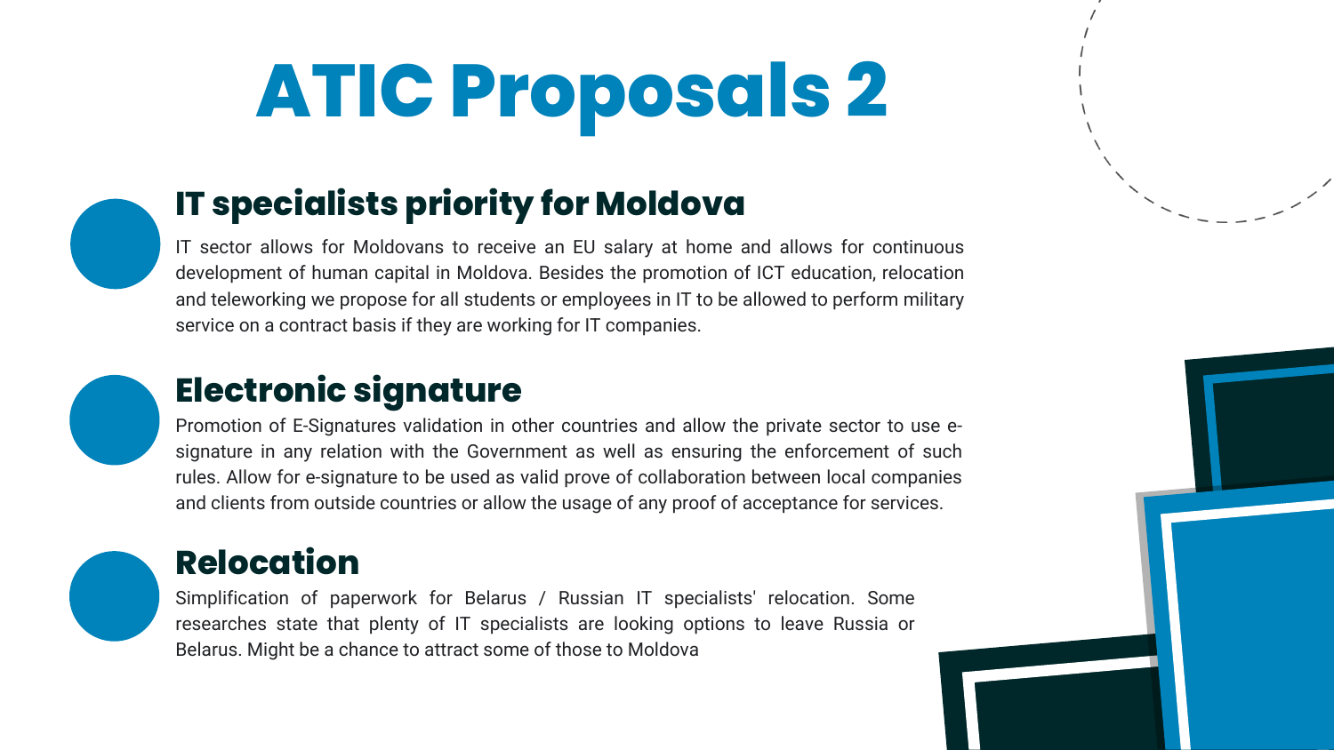# ATIC Proposals 2

## IT specialists priority for Moldova

IT sector allows for Moldovans to receive an EU salary at home and allows for continuous development of human capital in Moldova. Besides the promotion of ICT education, relocation and teleworking we propose for all students or employees in IT to be allowed to perform military service on a contract basis if they are working for IT companies.

## Electronic signature

Promotion of E-Signatures validation in other countries and allow the private sector to use e-signature in any relation with the Government as well as ensuring the enforcement of such rules. Allow for e-signature to be used as valid prove of collaboration between local companies and clients from outside countries or allow the usage of any proof of acceptance for services.

## Relocation

Simplification of paperwork for Belarus / Russian IT specialists' relocation. Some researches state that plenty of IT specialists are looking options to leave Russia or Belarus. Might be a chance to attract some of those to Moldova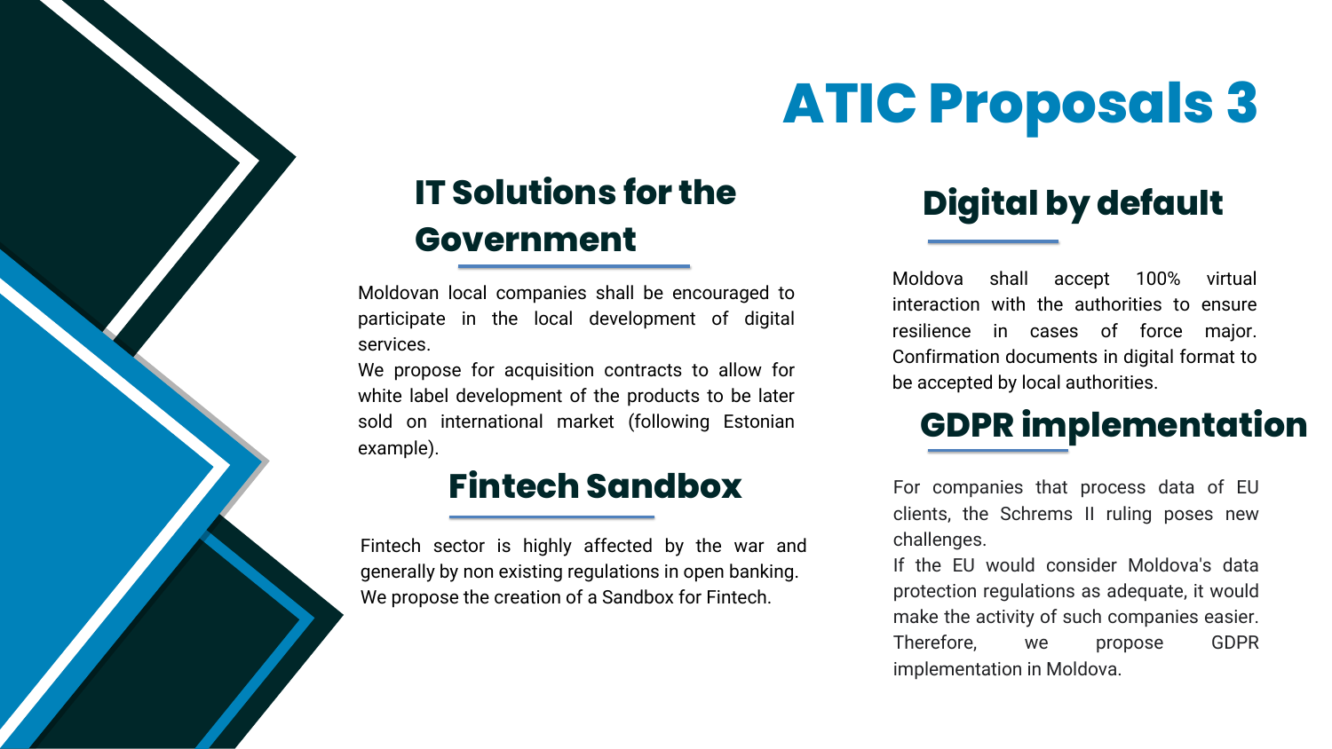# ATIC Proposals 3

## IT Solutions for the Government

Moldovan local companies shall be encouraged to participate in the local development of digital services.
We propose for acquisition contracts to allow for white label development of the products to be later sold on international market (following Estonian example).

## Fintech Sandbox

Fintech sector is highly affected by the war and generally by non existing regulations in open banking. We propose the creation of a Sandbox for Fintech.

## Digital by default

Moldova shall accept 100% virtual interaction with the authorities to ensure resilience in cases of force major. Confirmation documents in digital format to be accepted by local authorities.

## GDPR implementation

For companies that process data of EU clients, the Schrems II ruling poses new challenges.
If the EU would consider Moldova's data protection regulations as adequate, it would make the activity of such companies easier. Therefore, we propose GDPR implementation in Moldova.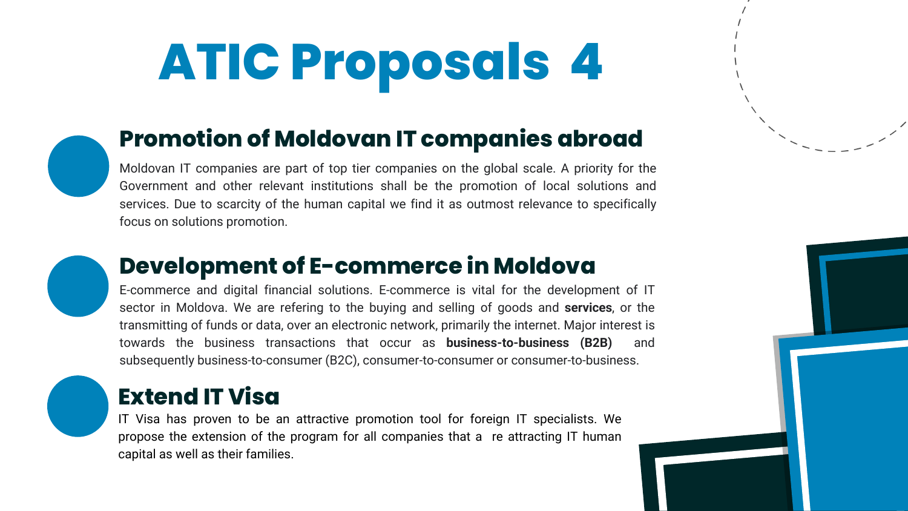# ATIC Proposals 4

## Promotion of Moldovan IT companies abroad

Moldovan IT companies are part of top tier companies on the global scale. A priority for the Government and other relevant institutions shall be the promotion of local solutions and services. Due to scarcity of the human capital we find it as outmost relevance to specifically focus on solutions promotion.

## Development of E-commerce in Moldova

E-commerce and digital financial solutions. E-commerce is vital for the development of IT sector in Moldova. We are refering to the buying and selling of goods and **services**, or the transmitting of funds or data, over an electronic network, primarily the internet. Major interest is towards the business transactions that occur as **business-to-business (B2B)** and subsequently business-to-consumer (B2C), consumer-to-consumer or consumer-to-business.

## Extend IT Visa

IT Visa has proven to be an attractive promotion tool for foreign IT specialists. We propose the extension of the program for all companies that a re attracting IT human capital as well as their families.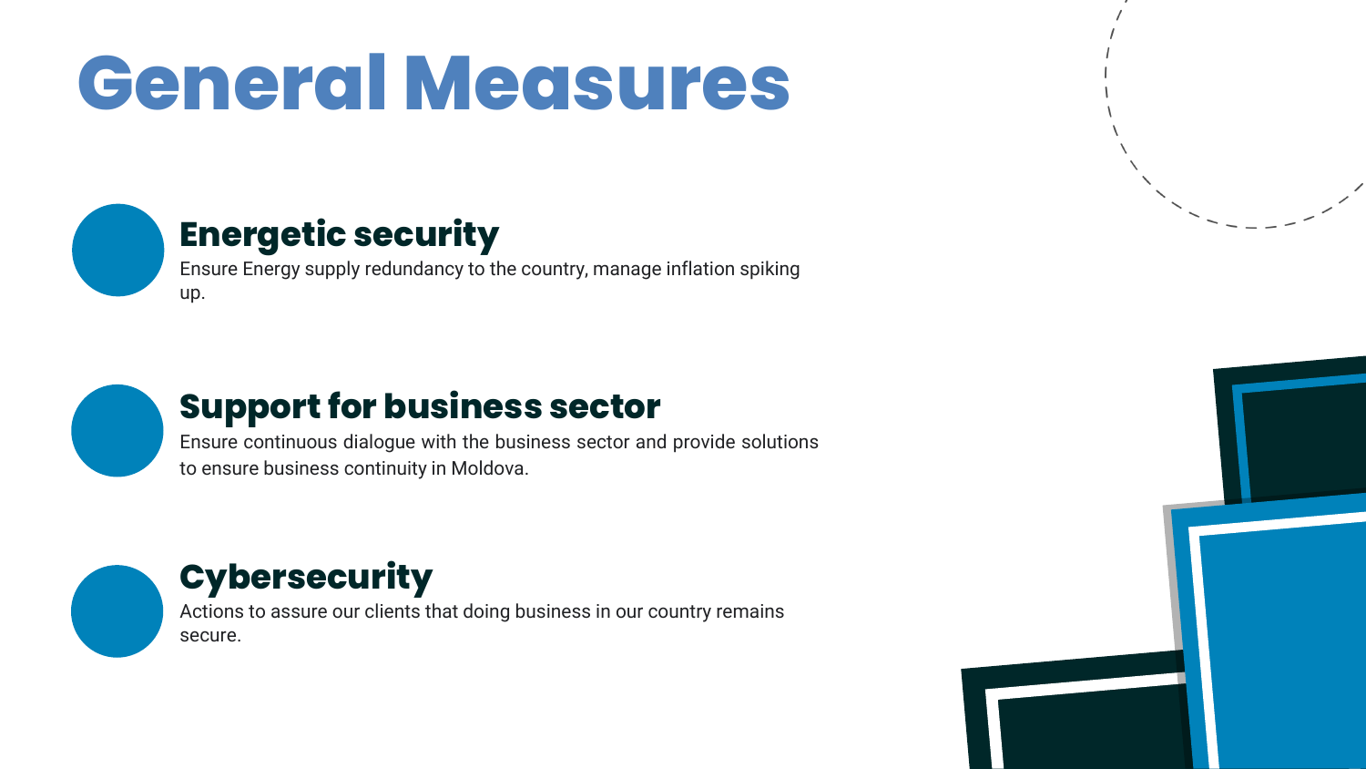# General Measures

## Energetic security

Ensure Energy supply redundancy to the country, manage inflation spiking up.

## Support for business sector

Ensure continuous dialogue with the business sector and provide solutions to ensure business continuity in Moldova.

## Cybersecurity

Actions to assure our clients that doing business in our country remains secure.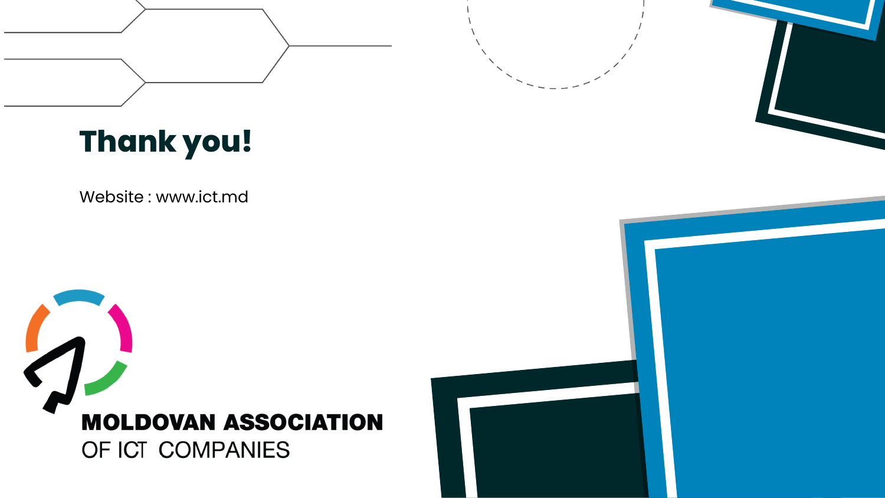# Thank you!

Website : www.ict.md

MOLDOVAN ASSOCIATION
OF ICT COMPANIES